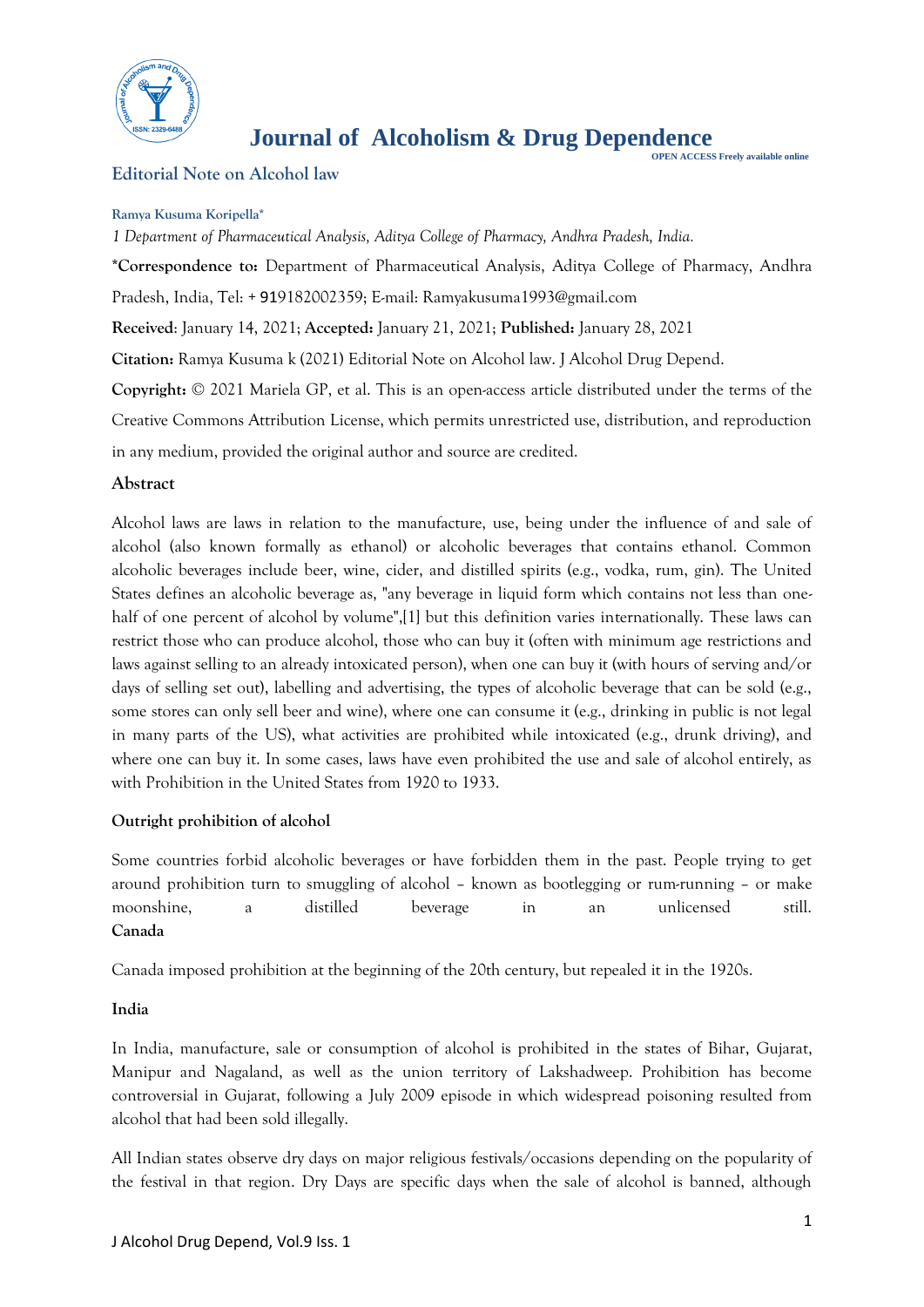# Journal of Alcoholism & Drug Dependence

OPEN ACCESS Freely available online

## Editorial Note on Alcohol law

**Ramya Kusuma Koripella***

*1 Department of Pharmaceutical Analysis, Aditya College of Pharmacy, Andhra Pradesh, India.*

***Correspondence to:** Department of Pharmaceutical Analysis, Aditya College of Pharmacy, Andhra Pradesh, India, Tel: + 919182002359; E-mail: Ramyakusuma1993@gmail.com

**Received**: January 14, 2021; **Accepted:** January 21, 2021; **Published:** January 28, 2021

**Citation:** Ramya Kusuma k (2021) Editorial Note on Alcohol law. J Alcohol Drug Depend.

**Copyright:** © 2021 Mariela GP, et al. This is an open-access article distributed under the terms of the Creative Commons Attribution License, which permits unrestricted use, distribution, and reproduction in any medium, provided the original author and source are credited.

### Abstract

Alcohol laws are laws in relation to the manufacture, use, being under the influence of and sale of alcohol (also known formally as ethanol) or alcoholic beverages that contains ethanol. Common alcoholic beverages include beer, wine, cider, and distilled spirits (e.g., vodka, rum, gin). The United States defines an alcoholic beverage as, "any beverage in liquid form which contains not less than one-half of one percent of alcohol by volume",[1] but this definition varies internationally. These laws can restrict those who can produce alcohol, those who can buy it (often with minimum age restrictions and laws against selling to an already intoxicated person), when one can buy it (with hours of serving and/or days of selling set out), labelling and advertising, the types of alcoholic beverage that can be sold (e.g., some stores can only sell beer and wine), where one can consume it (e.g., drinking in public is not legal in many parts of the US), what activities are prohibited while intoxicated (e.g., drunk driving), and where one can buy it. In some cases, laws have even prohibited the use and sale of alcohol entirely, as with Prohibition in the United States from 1920 to 1933.

### Outright prohibition of alcohol

Some countries forbid alcoholic beverages or have forbidden them in the past. People trying to get around prohibition turn to smuggling of alcohol – known as bootlegging or rum-running – or make moonshine, a distilled beverage in an unlicensed still.

### Canada

Canada imposed prohibition at the beginning of the 20th century, but repealed it in the 1920s.

### India

In India, manufacture, sale or consumption of alcohol is prohibited in the states of Bihar, Gujarat, Manipur and Nagaland, as well as the union territory of Lakshadweep. Prohibition has become controversial in Gujarat, following a July 2009 episode in which widespread poisoning resulted from alcohol that had been sold illegally.

All Indian states observe dry days on major religious festivals/occasions depending on the popularity of the festival in that region. Dry Days are specific days when the sale of alcohol is banned, although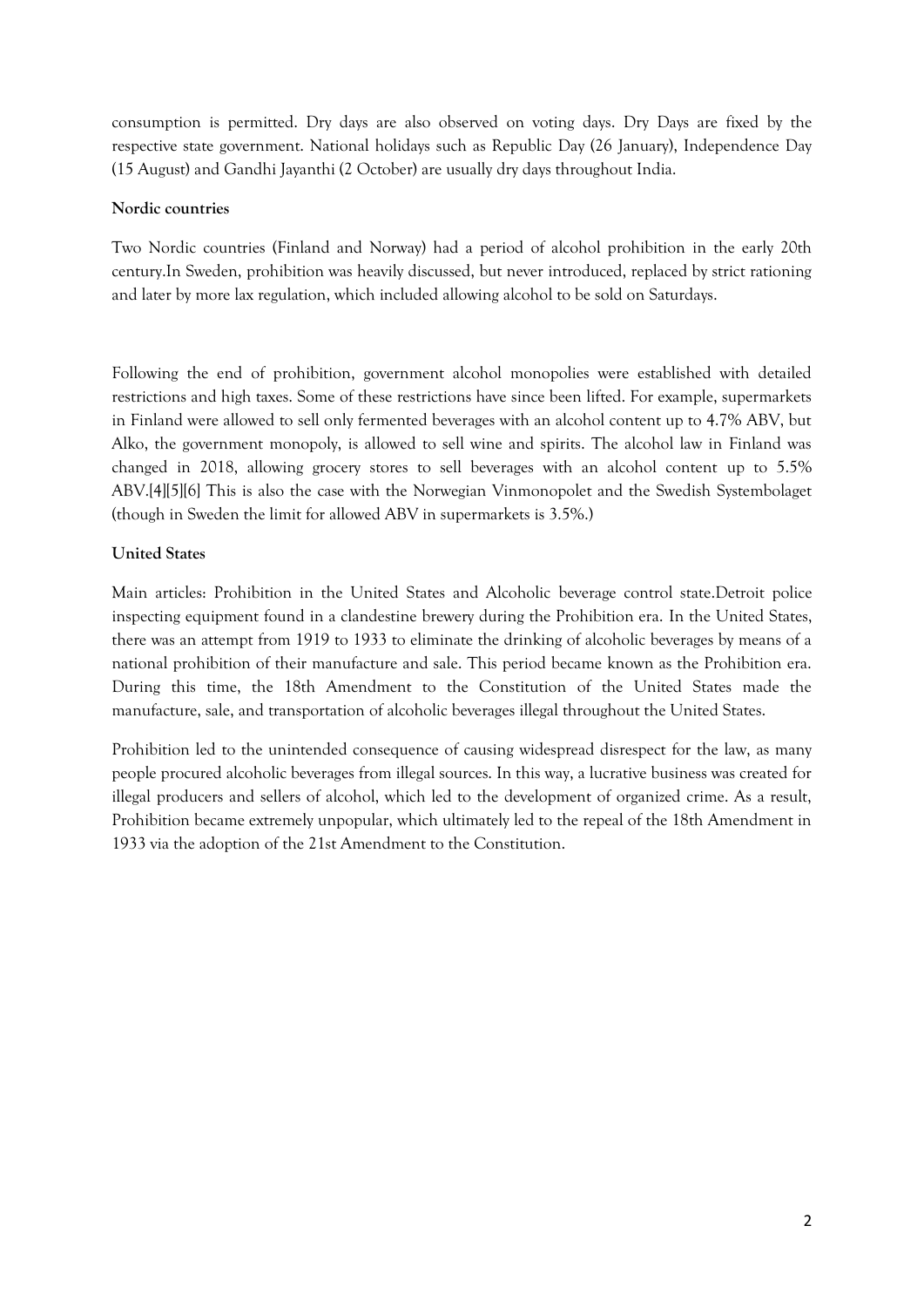consumption is permitted. Dry days are also observed on voting days. Dry Days are fixed by the respective state government. National holidays such as Republic Day (26 January), Independence Day (15 August) and Gandhi Jayanthi (2 October) are usually dry days throughout India.

**Nordic countries**

Two Nordic countries (Finland and Norway) had a period of alcohol prohibition in the early 20th century.In Sweden, prohibition was heavily discussed, but never introduced, replaced by strict rationing and later by more lax regulation, which included allowing alcohol to be sold on Saturdays.

Following the end of prohibition, government alcohol monopolies were established with detailed restrictions and high taxes. Some of these restrictions have since been lifted. For example, supermarkets in Finland were allowed to sell only fermented beverages with an alcohol content up to 4.7% ABV, but Alko, the government monopoly, is allowed to sell wine and spirits. The alcohol law in Finland was changed in 2018, allowing grocery stores to sell beverages with an alcohol content up to 5.5% ABV.[4][5][6] This is also the case with the Norwegian Vinmonopolet and the Swedish Systembolaget (though in Sweden the limit for allowed ABV in supermarkets is 3.5%.)

**United States**

Main articles: Prohibition in the United States and Alcoholic beverage control state.Detroit police inspecting equipment found in a clandestine brewery during the Prohibition era. In the United States, there was an attempt from 1919 to 1933 to eliminate the drinking of alcoholic beverages by means of a national prohibition of their manufacture and sale. This period became known as the Prohibition era. During this time, the 18th Amendment to the Constitution of the United States made the manufacture, sale, and transportation of alcoholic beverages illegal throughout the United States.

Prohibition led to the unintended consequence of causing widespread disrespect for the law, as many people procured alcoholic beverages from illegal sources. In this way, a lucrative business was created for illegal producers and sellers of alcohol, which led to the development of organized crime. As a result, Prohibition became extremely unpopular, which ultimately led to the repeal of the 18th Amendment in 1933 via the adoption of the 21st Amendment to the Constitution.